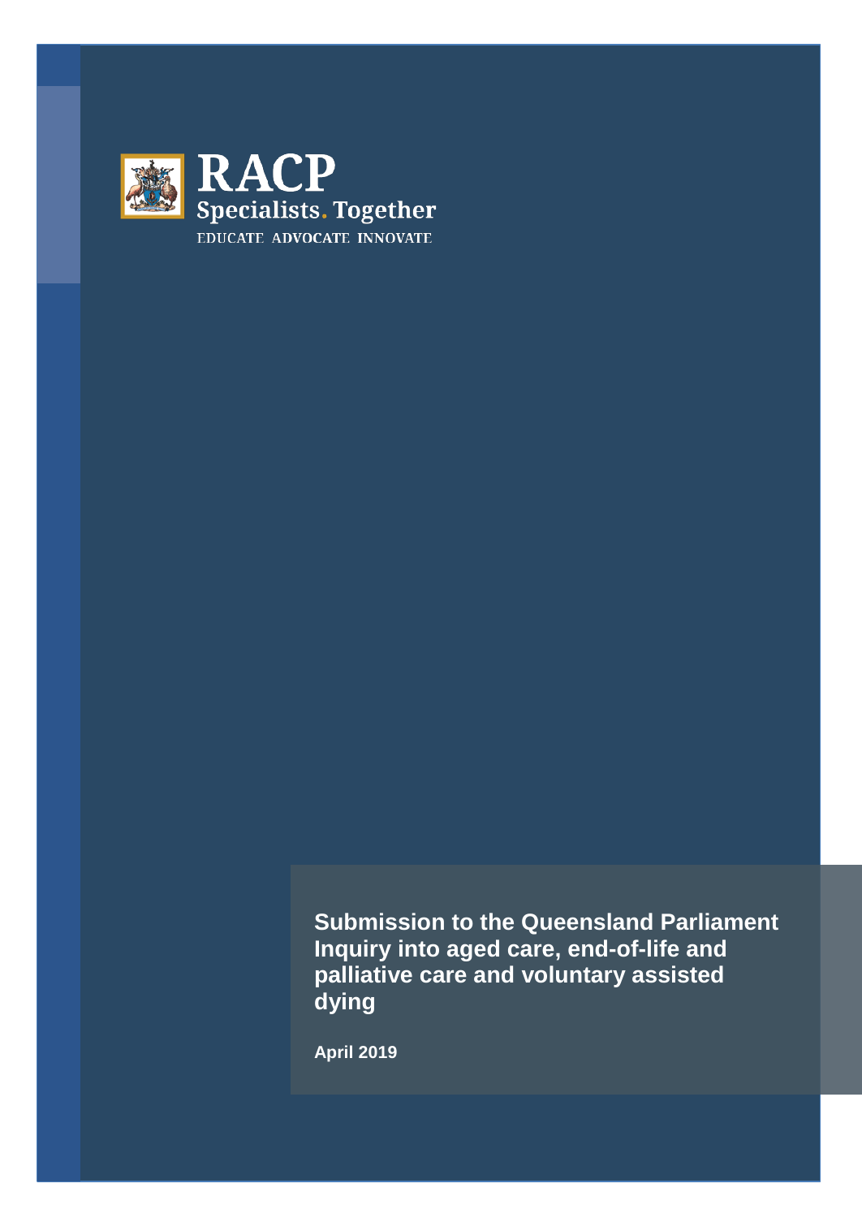RACP

Specialists. Together

EDUCATE ADVOCATE INNOVATE

# Submission to the Queensland Parliament Inquiry into aged care, end-of-life and palliative care and voluntary assisted dying

**April 2019**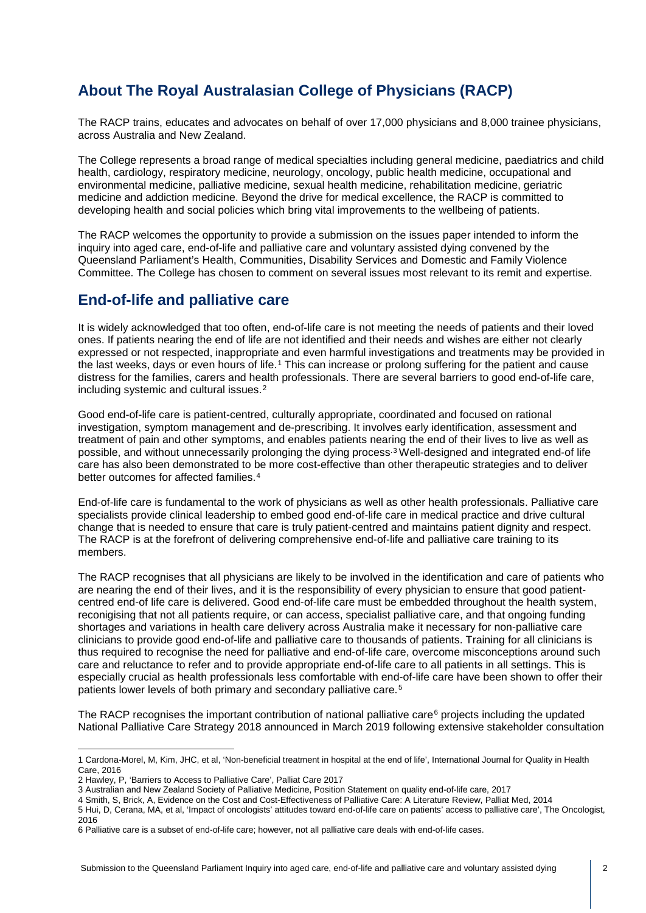## About The Royal Australasian College of Physicians (RACP)

The RACP trains, educates and advocates on behalf of over 17,000 physicians and 8,000 trainee physicians, across Australia and New Zealand.

The College represents a broad range of medical specialties including general medicine, paediatrics and child health, cardiology, respiratory medicine, neurology, oncology, public health medicine, occupational and environmental medicine, palliative medicine, sexual health medicine, rehabilitation medicine, geriatric medicine and addiction medicine. Beyond the drive for medical excellence, the RACP is committed to developing health and social policies which bring vital improvements to the wellbeing of patients.

The RACP welcomes the opportunity to provide a submission on the issues paper intended to inform the inquiry into aged care, end-of-life and palliative care and voluntary assisted dying convened by the Queensland Parliament's Health, Communities, Disability Services and Domestic and Family Violence Committee. The College has chosen to comment on several issues most relevant to its remit and expertise.

## End-of-life and palliative care

It is widely acknowledged that too often, end-of-life care is not meeting the needs of patients and their loved ones. If patients nearing the end of life are not identified and their needs and wishes are either not clearly expressed or not respected, inappropriate and even harmful investigations and treatments may be provided in the last weeks, days or even hours of life.[1] This can increase or prolong suffering for the patient and cause distress for the families, carers and health professionals. There are several barriers to good end-of-life care, including systemic and cultural issues.[2]

Good end-of-life care is patient-centred, culturally appropriate, coordinated and focused on rational investigation, symptom management and de-prescribing. It involves early identification, assessment and treatment of pain and other symptoms, and enables patients nearing the end of their lives to live as well as possible, and without unnecessarily prolonging the dying process.[3] Well-designed and integrated end-of life care has also been demonstrated to be more cost-effective than other therapeutic strategies and to deliver better outcomes for affected families.[4]

End-of-life care is fundamental to the work of physicians as well as other health professionals. Palliative care specialists provide clinical leadership to embed good end-of-life care in medical practice and drive cultural change that is needed to ensure that care is truly patient-centred and maintains patient dignity and respect. The RACP is at the forefront of delivering comprehensive end-of-life and palliative care training to its members.

The RACP recognises that all physicians are likely to be involved in the identification and care of patients who are nearing the end of their lives, and it is the responsibility of every physician to ensure that good patient-centred end-of life care is delivered. Good end-of-life care must be embedded throughout the health system, reconigising that not all patients require, or can access, specialist palliative care, and that ongoing funding shortages and variations in health care delivery across Australia make it necessary for non-palliative care clinicians to provide good end-of-life and palliative care to thousands of patients. Training for all clinicians is thus required to recognise the need for palliative and end-of-life care, overcome misconceptions around such care and reluctance to refer and to provide appropriate end-of-life care to all patients in all settings. This is especially crucial as health professionals less comfortable with end-of-life care have been shown to offer their patients lower levels of both primary and secondary palliative care.[5]

The RACP recognises the important contribution of national palliative care[6] projects including the updated National Palliative Care Strategy 2018 announced in March 2019 following extensive stakeholder consultation

---

1 Cardona-Morel, M, Kim, JHC, et al, 'Non-beneficial treatment in hospital at the end of life', International Journal for Quality in Health Care, 2016

2 Hawley, P, 'Barriers to Access to Palliative Care', Palliat Care 2017

3 Australian and New Zealand Society of Palliative Medicine, Position Statement on quality end-of-life care, 2017

4 Smith, S, Brick, A, Evidence on the Cost and Cost-Effectiveness of Palliative Care: A Literature Review, Palliat Med, 2014

5 Hui, D, Cerana, MA, et al, 'Impact of oncologists' attitudes toward end-of-life care on patients' access to palliative care', The Oncologist, 2016

6 Palliative care is a subset of end-of-life care; however, not all palliative care deals with end-of-life cases.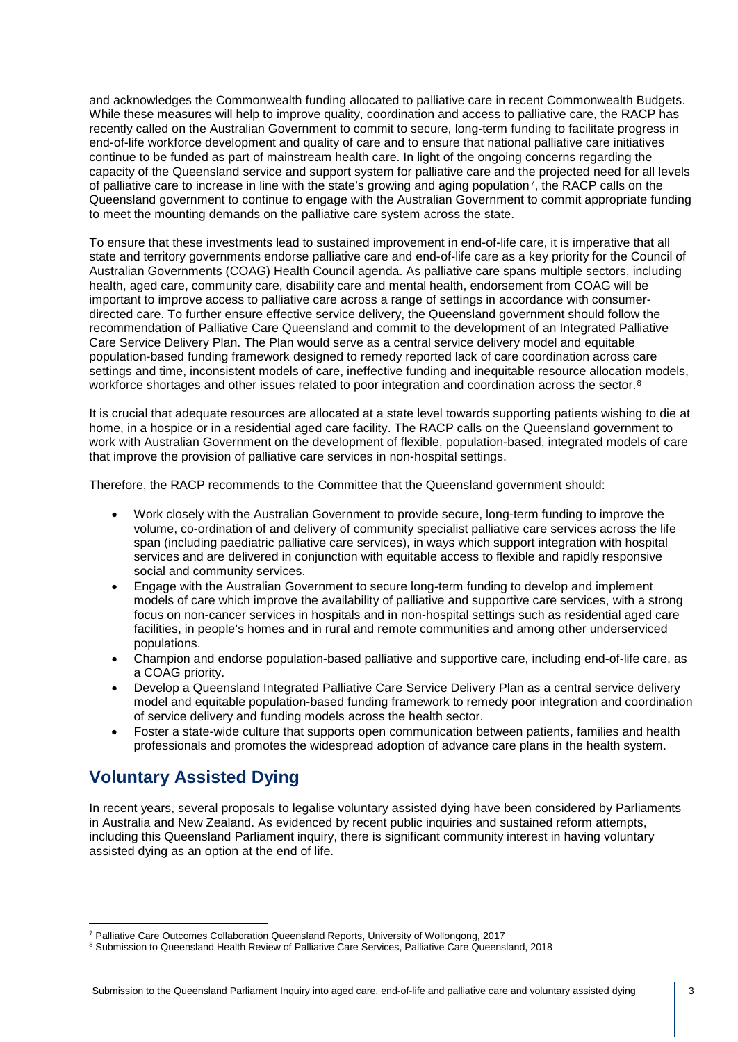and acknowledges the Commonwealth funding allocated to palliative care in recent Commonwealth Budgets. While these measures will help to improve quality, coordination and access to palliative care, the RACP has recently called on the Australian Government to commit to secure, long-term funding to facilitate progress in end-of-life workforce development and quality of care and to ensure that national palliative care initiatives continue to be funded as part of mainstream health care. In light of the ongoing concerns regarding the capacity of the Queensland service and support system for palliative care and the projected need for all levels of palliative care to increase in line with the state's growing and aging population[7], the RACP calls on the Queensland government to continue to engage with the Australian Government to commit appropriate funding to meet the mounting demands on the palliative care system across the state.

To ensure that these investments lead to sustained improvement in end-of-life care, it is imperative that all state and territory governments endorse palliative care and end-of-life care as a key priority for the Council of Australian Governments (COAG) Health Council agenda. As palliative care spans multiple sectors, including health, aged care, community care, disability care and mental health, endorsement from COAG will be important to improve access to palliative care across a range of settings in accordance with consumer-directed care. To further ensure effective service delivery, the Queensland government should follow the recommendation of Palliative Care Queensland and commit to the development of an Integrated Palliative Care Service Delivery Plan. The Plan would serve as a central service delivery model and equitable population-based funding framework designed to remedy reported lack of care coordination across care settings and time, inconsistent models of care, ineffective funding and inequitable resource allocation models, workforce shortages and other issues related to poor integration and coordination across the sector.[8]

It is crucial that adequate resources are allocated at a state level towards supporting patients wishing to die at home, in a hospice or in a residential aged care facility. The RACP calls on the Queensland government to work with Australian Government on the development of flexible, population-based, integrated models of care that improve the provision of palliative care services in non-hospital settings.

Therefore, the RACP recommends to the Committee that the Queensland government should:

- Work closely with the Australian Government to provide secure, long-term funding to improve the volume, co-ordination of and delivery of community specialist palliative care services across the life span (including paediatric palliative care services), in ways which support integration with hospital services and are delivered in conjunction with equitable access to flexible and rapidly responsive social and community services.
- Engage with the Australian Government to secure long-term funding to develop and implement models of care which improve the availability of palliative and supportive care services, with a strong focus on non-cancer services in hospitals and in non-hospital settings such as residential aged care facilities, in people's homes and in rural and remote communities and among other underserviced populations.
- Champion and endorse population-based palliative and supportive care, including end-of-life care, as a COAG priority.
- Develop a Queensland Integrated Palliative Care Service Delivery Plan as a central service delivery model and equitable population-based funding framework to remedy poor integration and coordination of service delivery and funding models across the health sector.
- Foster a state-wide culture that supports open communication between patients, families and health professionals and promotes the widespread adoption of advance care plans in the health system.

## Voluntary Assisted Dying

In recent years, several proposals to legalise voluntary assisted dying have been considered by Parliaments in Australia and New Zealand. As evidenced by recent public inquiries and sustained reform attempts, including this Queensland Parliament inquiry, there is significant community interest in having voluntary assisted dying as an option at the end of life.

[7] Palliative Care Outcomes Collaboration Queensland Reports, University of Wollongong, 2017

[8] Submission to Queensland Health Review of Palliative Care Services, Palliative Care Queensland, 2018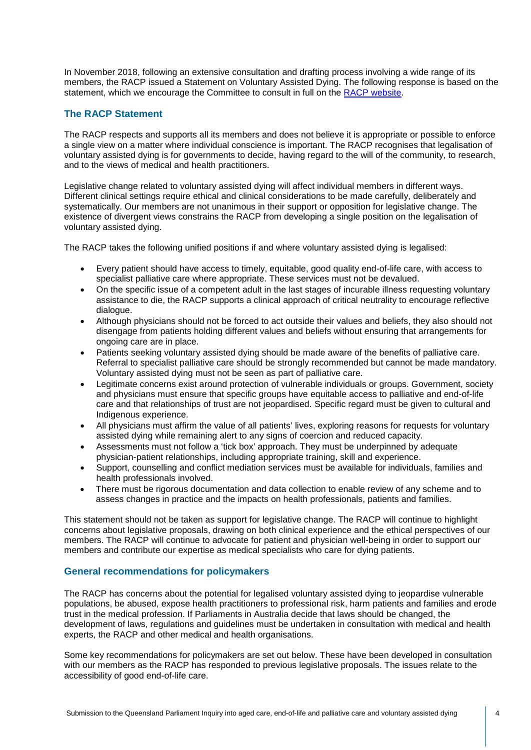In November 2018, following an extensive consultation and drafting process involving a wide range of its members, the RACP issued a Statement on Voluntary Assisted Dying. The following response is based on the statement, which we encourage the Committee to consult in full on the [RACP website](RACP website).

## The RACP Statement

The RACP respects and supports all its members and does not believe it is appropriate or possible to enforce a single view on a matter where individual conscience is important. The RACP recognises that legalisation of voluntary assisted dying is for governments to decide, having regard to the will of the community, to research, and to the views of medical and health practitioners.

Legislative change related to voluntary assisted dying will affect individual members in different ways. Different clinical settings require ethical and clinical considerations to be made carefully, deliberately and systematically. Our members are not unanimous in their support or opposition for legislative change. The existence of divergent views constrains the RACP from developing a single position on the legalisation of voluntary assisted dying.

The RACP takes the following unified positions if and where voluntary assisted dying is legalised:

- Every patient should have access to timely, equitable, good quality end-of-life care, with access to specialist palliative care where appropriate. These services must not be devalued.
- On the specific issue of a competent adult in the last stages of incurable illness requesting voluntary assistance to die, the RACP supports a clinical approach of critical neutrality to encourage reflective dialogue.
- Although physicians should not be forced to act outside their values and beliefs, they also should not disengage from patients holding different values and beliefs without ensuring that arrangements for ongoing care are in place.
- Patients seeking voluntary assisted dying should be made aware of the benefits of palliative care. Referral to specialist palliative care should be strongly recommended but cannot be made mandatory. Voluntary assisted dying must not be seen as part of palliative care.
- Legitimate concerns exist around protection of vulnerable individuals or groups. Government, society and physicians must ensure that specific groups have equitable access to palliative and end-of-life care and that relationships of trust are not jeopardised. Specific regard must be given to cultural and Indigenous experience.
- All physicians must affirm the value of all patients' lives, exploring reasons for requests for voluntary assisted dying while remaining alert to any signs of coercion and reduced capacity.
- Assessments must not follow a 'tick box' approach. They must be underpinned by adequate physician-patient relationships, including appropriate training, skill and experience.
- Support, counselling and conflict mediation services must be available for individuals, families and health professionals involved.
- There must be rigorous documentation and data collection to enable review of any scheme and to assess changes in practice and the impacts on health professionals, patients and families.

This statement should not be taken as support for legislative change. The RACP will continue to highlight concerns about legislative proposals, drawing on both clinical experience and the ethical perspectives of our members. The RACP will continue to advocate for patient and physician well-being in order to support our members and contribute our expertise as medical specialists who care for dying patients.

## General recommendations for policymakers

The RACP has concerns about the potential for legalised voluntary assisted dying to jeopardise vulnerable populations, be abused, expose health practitioners to professional risk, harm patients and families and erode trust in the medical profession. If Parliaments in Australia decide that laws should be changed, the development of laws, regulations and guidelines must be undertaken in consultation with medical and health experts, the RACP and other medical and health organisations.

Some key recommendations for policymakers are set out below. These have been developed in consultation with our members as the RACP has responded to previous legislative proposals. The issues relate to the accessibility of good end-of-life care.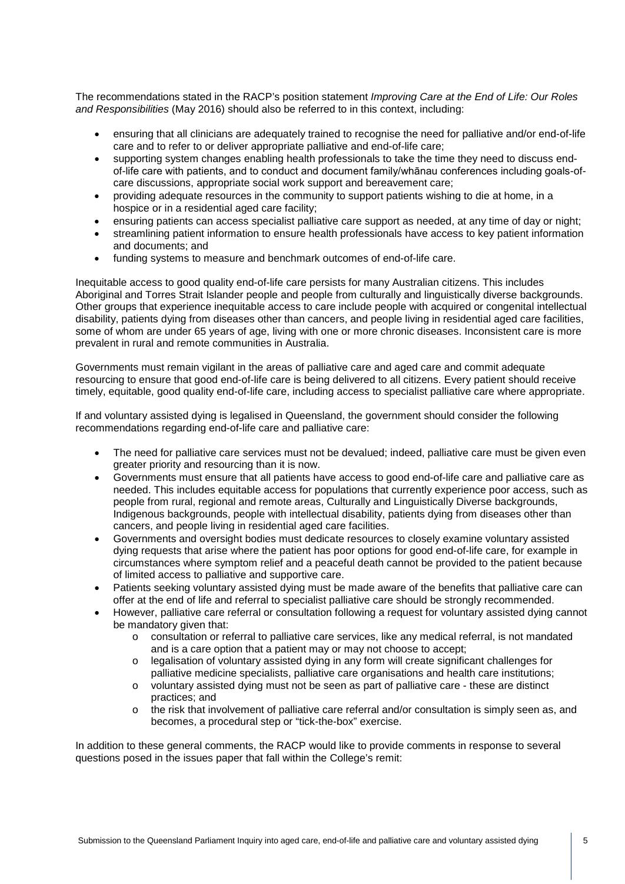The recommendations stated in the RACP's position statement *Improving Care at the End of Life: Our Roles and Responsibilities* (May 2016) should also be referred to in this context, including:

- ensuring that all clinicians are adequately trained to recognise the need for palliative and/or end-of-life care and to refer to or deliver appropriate palliative and end-of-life care;
- supporting system changes enabling health professionals to take the time they need to discuss end-of-life care with patients, and to conduct and document family/whānau conferences including goals-of-care discussions, appropriate social work support and bereavement care;
- providing adequate resources in the community to support patients wishing to die at home, in a hospice or in a residential aged care facility;
- ensuring patients can access specialist palliative care support as needed, at any time of day or night;
- streamlining patient information to ensure health professionals have access to key patient information and documents; and
- funding systems to measure and benchmark outcomes of end-of-life care.

Inequitable access to good quality end-of-life care persists for many Australian citizens. This includes Aboriginal and Torres Strait Islander people and people from culturally and linguistically diverse backgrounds. Other groups that experience inequitable access to care include people with acquired or congenital intellectual disability, patients dying from diseases other than cancers, and people living in residential aged care facilities, some of whom are under 65 years of age, living with one or more chronic diseases. Inconsistent care is more prevalent in rural and remote communities in Australia.

Governments must remain vigilant in the areas of palliative care and aged care and commit adequate resourcing to ensure that good end-of-life care is being delivered to all citizens. Every patient should receive timely, equitable, good quality end-of-life care, including access to specialist palliative care where appropriate.

If and voluntary assisted dying is legalised in Queensland, the government should consider the following recommendations regarding end-of-life care and palliative care:

- The need for palliative care services must not be devalued; indeed, palliative care must be given even greater priority and resourcing than it is now.
- Governments must ensure that all patients have access to good end-of-life care and palliative care as needed. This includes equitable access for populations that currently experience poor access, such as people from rural, regional and remote areas, Culturally and Linguistically Diverse backgrounds, Indigenous backgrounds, people with intellectual disability, patients dying from diseases other than cancers, and people living in residential aged care facilities.
- Governments and oversight bodies must dedicate resources to closely examine voluntary assisted dying requests that arise where the patient has poor options for good end-of-life care, for example in circumstances where symptom relief and a peaceful death cannot be provided to the patient because of limited access to palliative and supportive care.
- Patients seeking voluntary assisted dying must be made aware of the benefits that palliative care can offer at the end of life and referral to specialist palliative care should be strongly recommended.
- However, palliative care referral or consultation following a request for voluntary assisted dying cannot be mandatory given that:
    - consultation or referral to palliative care services, like any medical referral, is not mandated and is a care option that a patient may or may not choose to accept;
    - legalisation of voluntary assisted dying in any form will create significant challenges for palliative medicine specialists, palliative care organisations and health care institutions;
    - voluntary assisted dying must not be seen as part of palliative care - these are distinct practices; and
    - the risk that involvement of palliative care referral and/or consultation is simply seen as, and becomes, a procedural step or "tick-the-box" exercise.

In addition to these general comments, the RACP would like to provide comments in response to several questions posed in the issues paper that fall within the College's remit: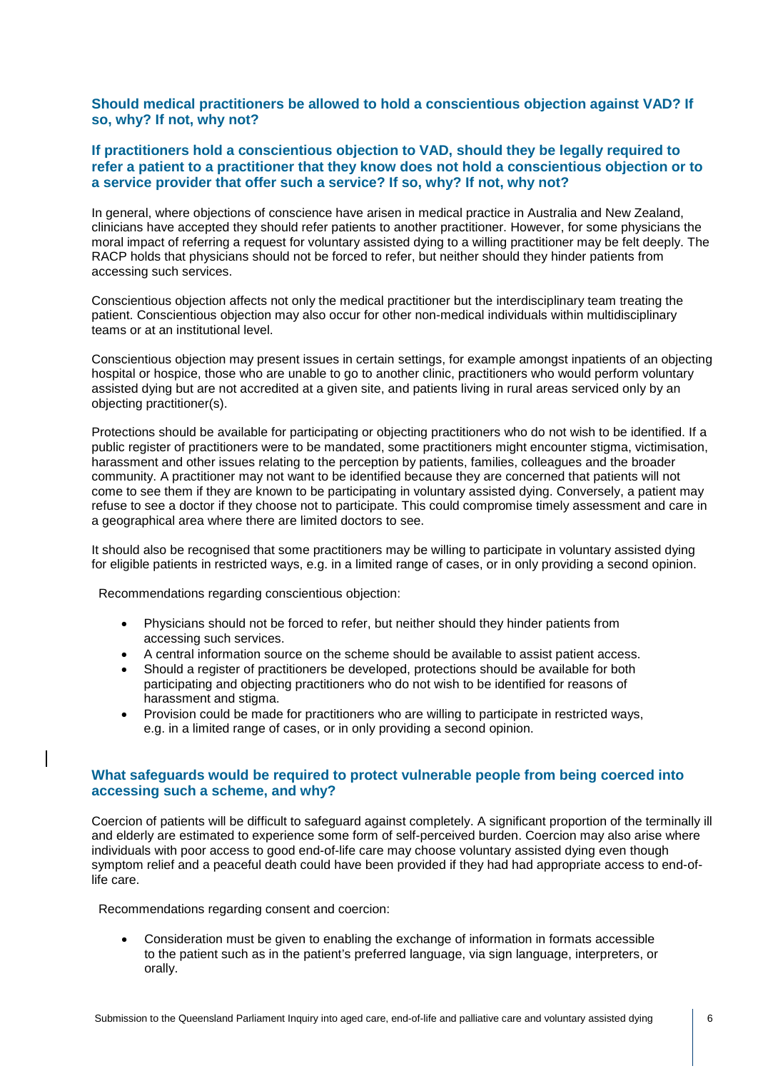### Should medical practitioners be allowed to hold a conscientious objection against VAD? If so, why? If not, why not?

### If practitioners hold a conscientious objection to VAD, should they be legally required to refer a patient to a practitioner that they know does not hold a conscientious objection or to a service provider that offer such a service? If so, why? If not, why not?

In general, where objections of conscience have arisen in medical practice in Australia and New Zealand, clinicians have accepted they should refer patients to another practitioner. However, for some physicians the moral impact of referring a request for voluntary assisted dying to a willing practitioner may be felt deeply. The RACP holds that physicians should not be forced to refer, but neither should they hinder patients from accessing such services.

Conscientious objection affects not only the medical practitioner but the interdisciplinary team treating the patient. Conscientious objection may also occur for other non-medical individuals within multidisciplinary teams or at an institutional level.

Conscientious objection may present issues in certain settings, for example amongst inpatients of an objecting hospital or hospice, those who are unable to go to another clinic, practitioners who would perform voluntary assisted dying but are not accredited at a given site, and patients living in rural areas serviced only by an objecting practitioner(s).

Protections should be available for participating or objecting practitioners who do not wish to be identified. If a public register of practitioners were to be mandated, some practitioners might encounter stigma, victimisation, harassment and other issues relating to the perception by patients, families, colleagues and the broader community. A practitioner may not want to be identified because they are concerned that patients will not come to see them if they are known to be participating in voluntary assisted dying. Conversely, a patient may refuse to see a doctor if they choose not to participate. This could compromise timely assessment and care in a geographical area where there are limited doctors to see.

It should also be recognised that some practitioners may be willing to participate in voluntary assisted dying for eligible patients in restricted ways, e.g. in a limited range of cases, or in only providing a second opinion.

Recommendations regarding conscientious objection:

- Physicians should not be forced to refer, but neither should they hinder patients from accessing such services.
- A central information source on the scheme should be available to assist patient access.
- Should a register of practitioners be developed, protections should be available for both participating and objecting practitioners who do not wish to be identified for reasons of harassment and stigma.
- Provision could be made for practitioners who are willing to participate in restricted ways, e.g. in a limited range of cases, or in only providing a second opinion.

### What safeguards would be required to protect vulnerable people from being coerced into accessing such a scheme, and why?

Coercion of patients will be difficult to safeguard against completely. A significant proportion of the terminally ill and elderly are estimated to experience some form of self-perceived burden. Coercion may also arise where individuals with poor access to good end-of-life care may choose voluntary assisted dying even though symptom relief and a peaceful death could have been provided if they had had appropriate access to end-of-life care.

Recommendations regarding consent and coercion:

- Consideration must be given to enabling the exchange of information in formats accessible to the patient such as in the patient's preferred language, via sign language, interpreters, or orally.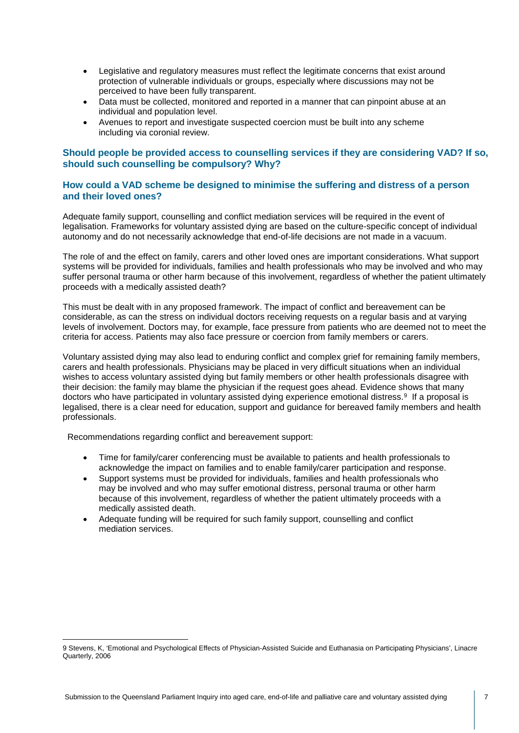- Legislative and regulatory measures must reflect the legitimate concerns that exist around protection of vulnerable individuals or groups, especially where discussions may not be perceived to have been fully transparent.
- Data must be collected, monitored and reported in a manner that can pinpoint abuse at an individual and population level.
- Avenues to report and investigate suspected coercion must be built into any scheme including via coronial review.

### Should people be provided access to counselling services if they are considering VAD? If so, should such counselling be compulsory? Why?

### How could a VAD scheme be designed to minimise the suffering and distress of a person and their loved ones?

Adequate family support, counselling and conflict mediation services will be required in the event of legalisation. Frameworks for voluntary assisted dying are based on the culture-specific concept of individual autonomy and do not necessarily acknowledge that end-of-life decisions are not made in a vacuum.

The role of and the effect on family, carers and other loved ones are important considerations. What support systems will be provided for individuals, families and health professionals who may be involved and who may suffer personal trauma or other harm because of this involvement, regardless of whether the patient ultimately proceeds with a medically assisted death?

This must be dealt with in any proposed framework. The impact of conflict and bereavement can be considerable, as can the stress on individual doctors receiving requests on a regular basis and at varying levels of involvement. Doctors may, for example, face pressure from patients who are deemed not to meet the criteria for access. Patients may also face pressure or coercion from family members or carers.

Voluntary assisted dying may also lead to enduring conflict and complex grief for remaining family members, carers and health professionals. Physicians may be placed in very difficult situations when an individual wishes to access voluntary assisted dying but family members or other health professionals disagree with their decision: the family may blame the physician if the request goes ahead. Evidence shows that many doctors who have participated in voluntary assisted dying experience emotional distress.[9] If a proposal is legalised, there is a clear need for education, support and guidance for bereaved family members and health professionals.

Recommendations regarding conflict and bereavement support:

- Time for family/carer conferencing must be available to patients and health professionals to acknowledge the impact on families and to enable family/carer participation and response.
- Support systems must be provided for individuals, families and health professionals who may be involved and who may suffer emotional distress, personal trauma or other harm because of this involvement, regardless of whether the patient ultimately proceeds with a medically assisted death.
- Adequate funding will be required for such family support, counselling and conflict mediation services.

---

9 Stevens, K, 'Emotional and Psychological Effects of Physician-Assisted Suicide and Euthanasia on Participating Physicians', Linacre Quarterly, 2006